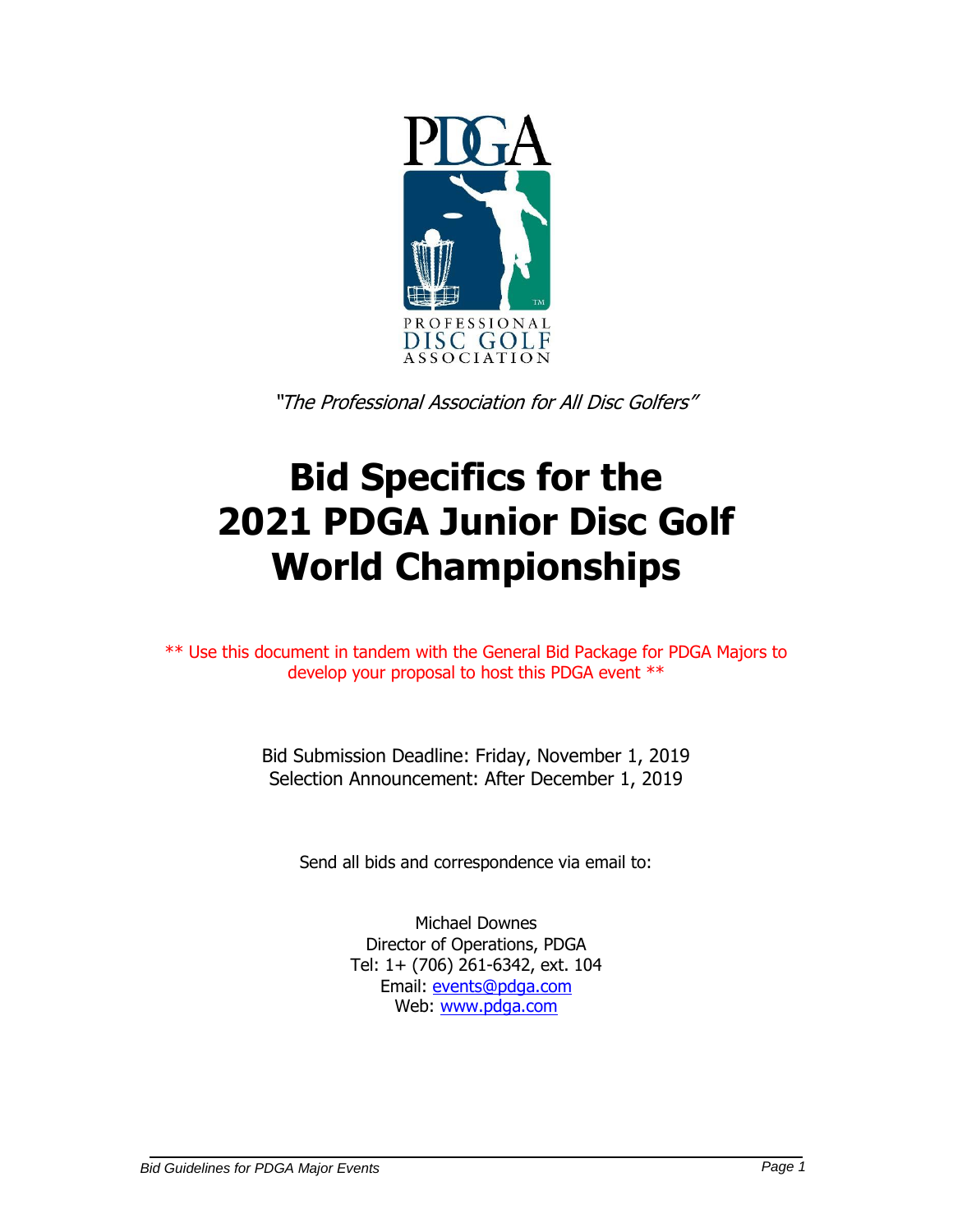*"The Professional Association for All Disc Golfers"*

# Bid Specifics for the 2021 PDGA Junior Disc Golf World Championships

\*\* Use this document in tandem with the General Bid Package for PDGA Majors to develop your proposal to host this PDGA event \*\*

Bid Submission Deadline: Friday, November 1, 2019
Selection Announcement: After December 1, 2019

Send all bids and correspondence via email to:

Michael Downes
Director of Operations, PDGA
Tel: 1+ (706) 261-6342, ext. 104
Email: [events@pdga.com](mailto:events@pdga.com)
Web: [www.pdga.com](http://www.pdga.com)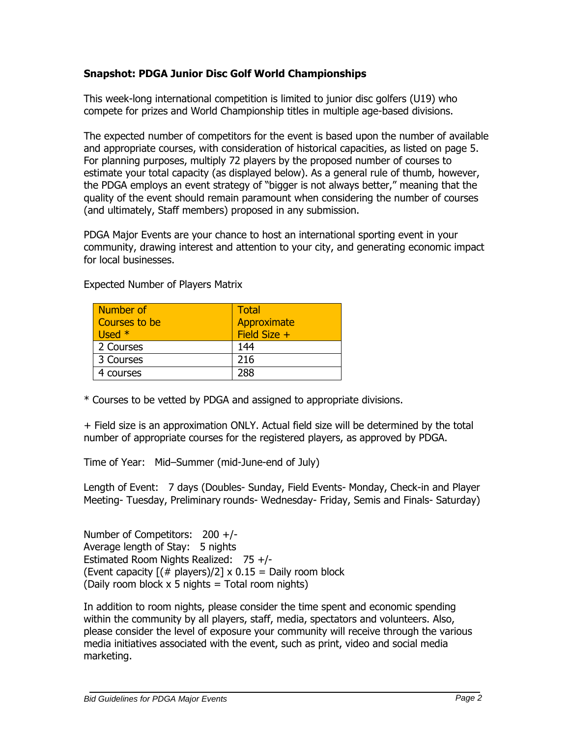**Snapshot: PDGA Junior Disc Golf World Championships**

This week-long international competition is limited to junior disc golfers (U19) who compete for prizes and World Championship titles in multiple age-based divisions.

The expected number of competitors for the event is based upon the number of available and appropriate courses, with consideration of historical capacities, as listed on page 5. For planning purposes, multiply 72 players by the proposed number of courses to estimate your total capacity (as displayed below). As a general rule of thumb, however, the PDGA employs an event strategy of "bigger is not always better," meaning that the quality of the event should remain paramount when considering the number of courses (and ultimately, Staff members) proposed in any submission.

PDGA Major Events are your chance to host an international sporting event in your community, drawing interest and attention to your city, and generating economic impact for local businesses.

Expected Number of Players Matrix

| Number of Courses to be Used * | Total Approximate Field Size + |
|---|---|
| 2 Courses | 144 |
| 3 Courses | 216 |
| 4 courses | 288 |

* Courses to be vetted by PDGA and assigned to appropriate divisions.

+ Field size is an approximation ONLY. Actual field size will be determined by the total number of appropriate courses for the registered players, as approved by PDGA.

Time of Year: Mid–Summer (mid-June-end of July)

Length of Event: 7 days (Doubles- Sunday, Field Events- Monday, Check-in and Player Meeting- Tuesday, Preliminary rounds- Wednesday- Friday, Semis and Finals- Saturday)

Number of Competitors: 200 +/-
Average length of Stay: 5 nights
Estimated Room Nights Realized: 75 +/-
(Event capacity [(# players)/2] x 0.15 = Daily room block
(Daily room block x 5 nights = Total room nights)

In addition to room nights, please consider the time spent and economic spending within the community by all players, staff, media, spectators and volunteers. Also, please consider the level of exposure your community will receive through the various media initiatives associated with the event, such as print, video and social media marketing.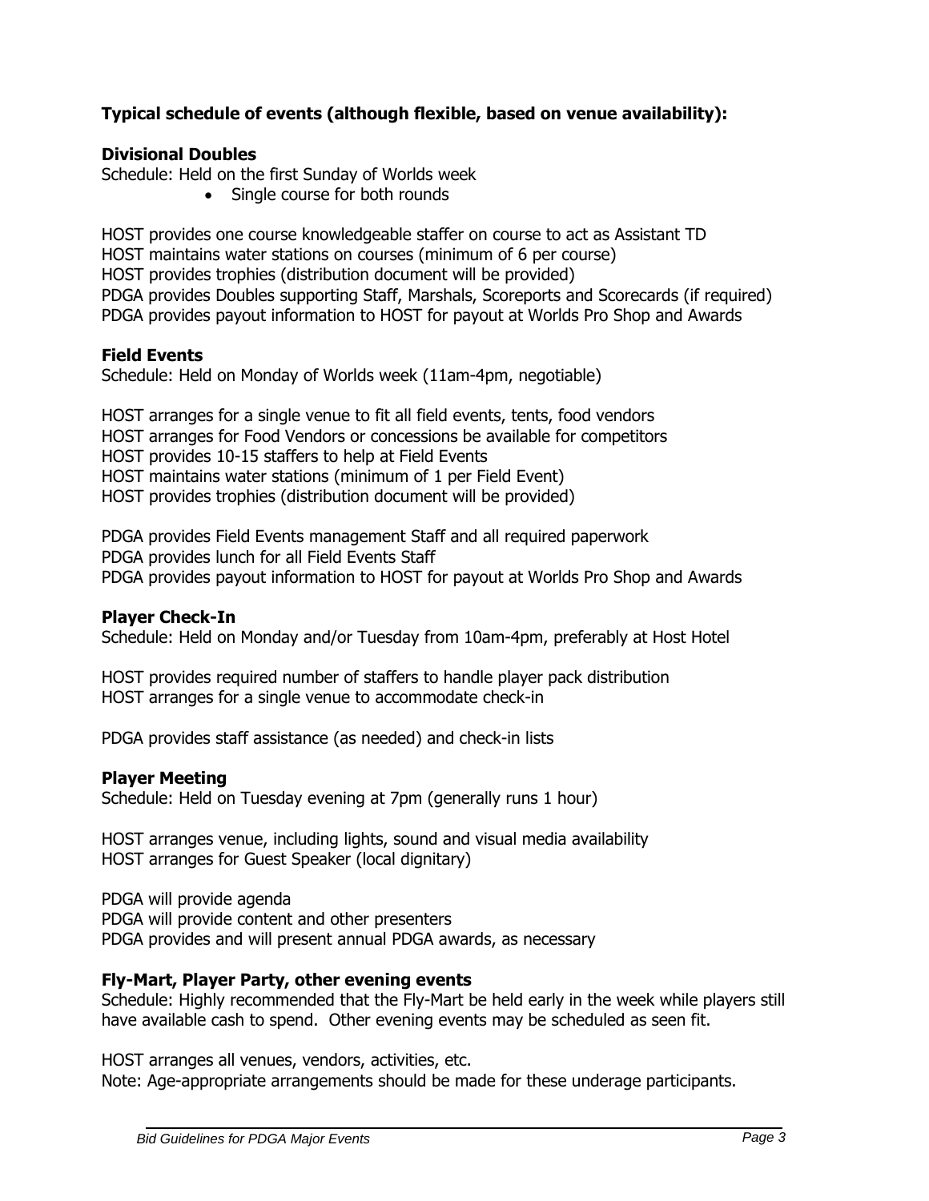**Typical schedule of events (although flexible, based on venue availability):**

**Divisional Doubles**

Schedule: Held on the first Sunday of Worlds week

- Single course for both rounds

HOST provides one course knowledgeable staffer on course to act as Assistant TD
HOST maintains water stations on courses (minimum of 6 per course)
HOST provides trophies (distribution document will be provided)
PDGA provides Doubles supporting Staff, Marshals, Scoreports and Scorecards (if required)
PDGA provides payout information to HOST for payout at Worlds Pro Shop and Awards

**Field Events**

Schedule: Held on Monday of Worlds week (11am-4pm, negotiable)

HOST arranges for a single venue to fit all field events, tents, food vendors
HOST arranges for Food Vendors or concessions be available for competitors
HOST provides 10-15 staffers to help at Field Events
HOST maintains water stations (minimum of 1 per Field Event)
HOST provides trophies (distribution document will be provided)

PDGA provides Field Events management Staff and all required paperwork
PDGA provides lunch for all Field Events Staff
PDGA provides payout information to HOST for payout at Worlds Pro Shop and Awards

**Player Check-In**

Schedule: Held on Monday and/or Tuesday from 10am-4pm, preferably at Host Hotel

HOST provides required number of staffers to handle player pack distribution
HOST arranges for a single venue to accommodate check-in

PDGA provides staff assistance (as needed) and check-in lists

**Player Meeting**

Schedule: Held on Tuesday evening at 7pm (generally runs 1 hour)

HOST arranges venue, including lights, sound and visual media availability
HOST arranges for Guest Speaker (local dignitary)

PDGA will provide agenda
PDGA will provide content and other presenters
PDGA provides and will present annual PDGA awards, as necessary

**Fly-Mart, Player Party, other evening events**

Schedule: Highly recommended that the Fly-Mart be held early in the week while players still have available cash to spend. Other evening events may be scheduled as seen fit.

HOST arranges all venues, vendors, activities, etc.
Note: Age-appropriate arrangements should be made for these underage participants.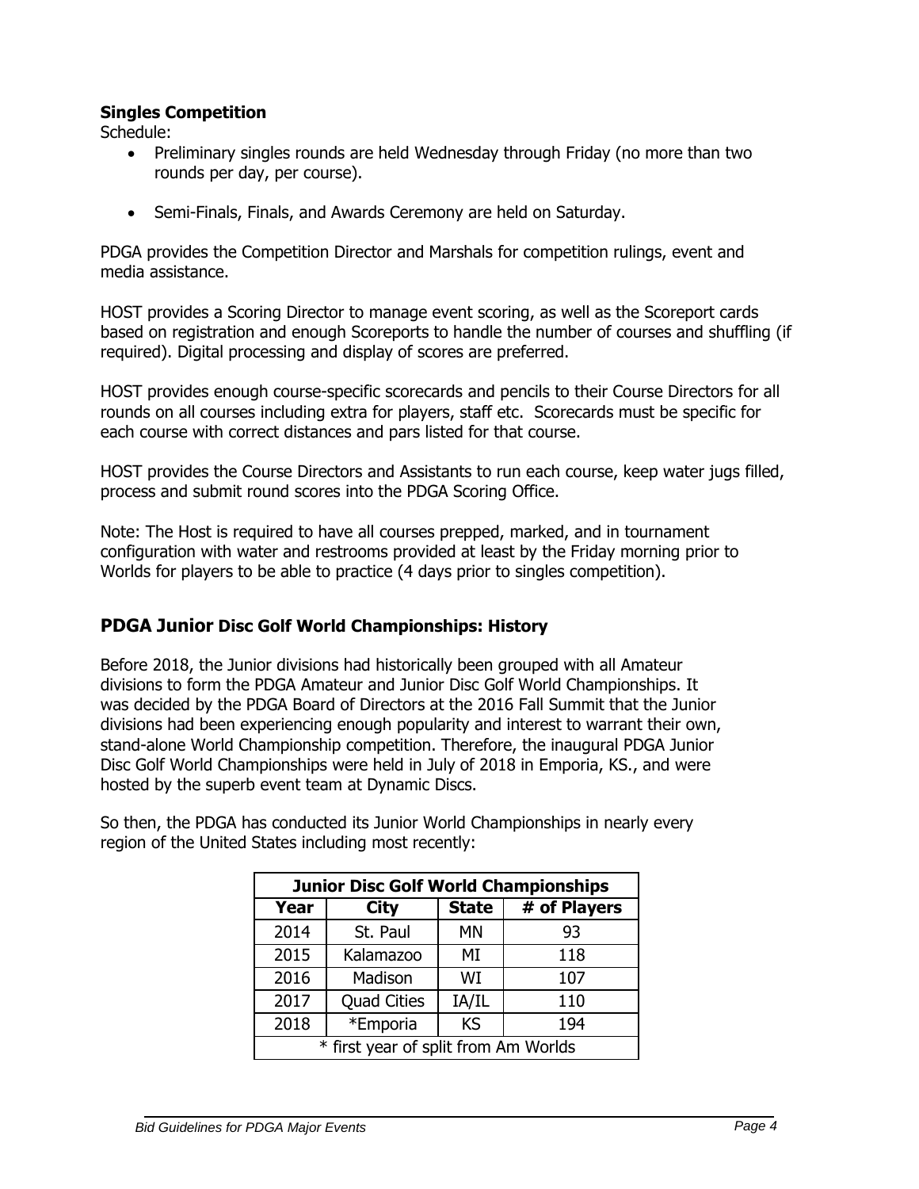**Singles Competition**

Schedule:

- Preliminary singles rounds are held Wednesday through Friday (no more than two rounds per day, per course).
- Semi-Finals, Finals, and Awards Ceremony are held on Saturday.

PDGA provides the Competition Director and Marshals for competition rulings, event and media assistance.

HOST provides a Scoring Director to manage event scoring, as well as the Scoreport cards based on registration and enough Scoreports to handle the number of courses and shuffling (if required). Digital processing and display of scores are preferred.

HOST provides enough course-specific scorecards and pencils to their Course Directors for all rounds on all courses including extra for players, staff etc. Scorecards must be specific for each course with correct distances and pars listed for that course.

HOST provides the Course Directors and Assistants to run each course, keep water jugs filled, process and submit round scores into the PDGA Scoring Office.

Note: The Host is required to have all courses prepped, marked, and in tournament configuration with water and restrooms provided at least by the Friday morning prior to Worlds for players to be able to practice (4 days prior to singles competition).

## PDGA Junior Disc Golf World Championships: History

Before 2018, the Junior divisions had historically been grouped with all Amateur divisions to form the PDGA Amateur and Junior Disc Golf World Championships. It was decided by the PDGA Board of Directors at the 2016 Fall Summit that the Junior divisions had been experiencing enough popularity and interest to warrant their own, stand-alone World Championship competition. Therefore, the inaugural PDGA Junior Disc Golf World Championships were held in July of 2018 in Emporia, KS., and were hosted by the superb event team at Dynamic Discs.

So then, the PDGA has conducted its Junior World Championships in nearly every region of the United States including most recently:

| Junior Disc Golf World Championships | | | |
|---|---|---|---|
| **Year** | **City** | **State** | **# of Players** |
| 2014 | St. Paul | MN | 93 |
| 2015 | Kalamazoo | MI | 118 |
| 2016 | Madison | WI | 107 |
| 2017 | Quad Cities | IA/IL | 110 |
| 2018 | *Emporia | KS | 194 |
| * first year of split from Am Worlds | | | |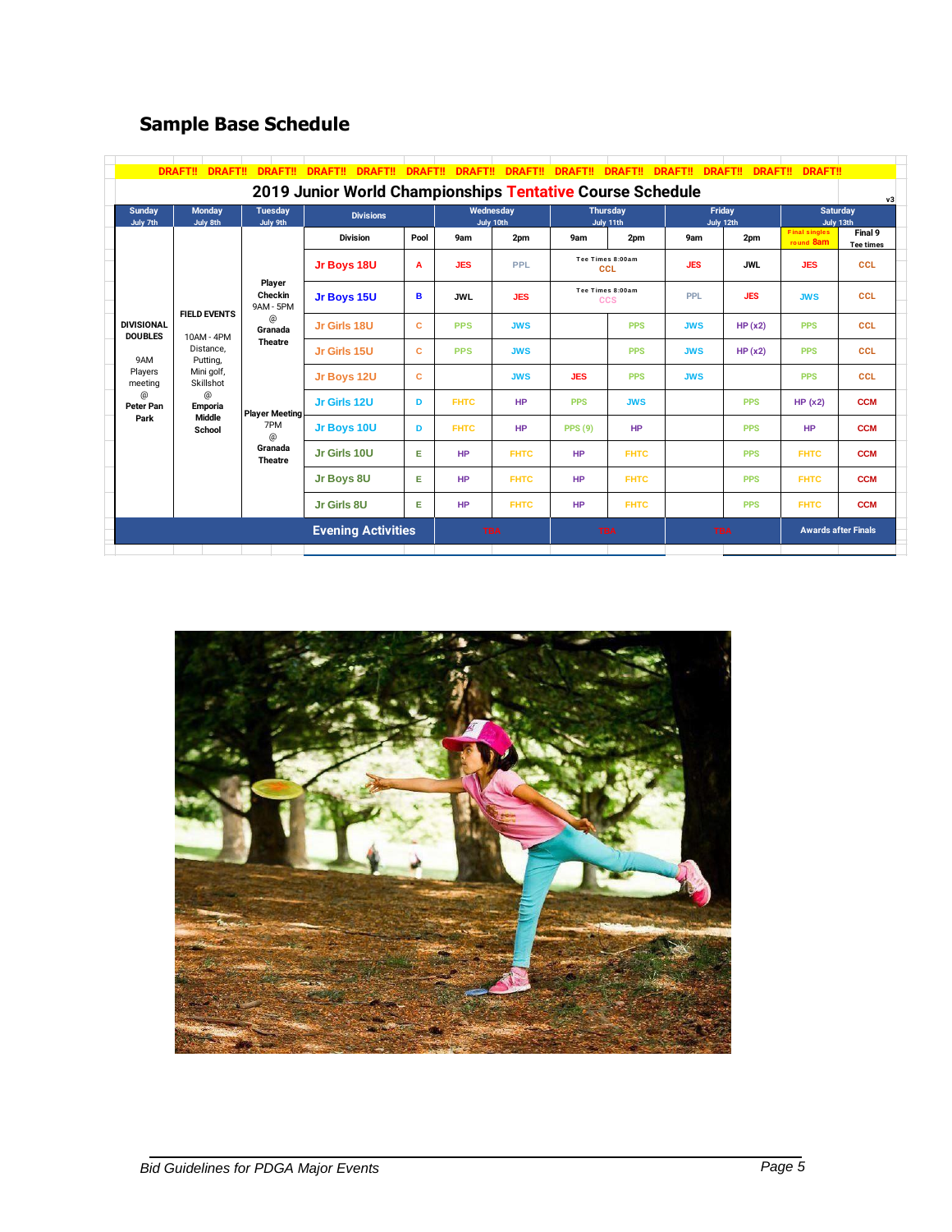## Sample Base Schedule

DRAFT!! DRAFT!! DRAFT!! DRAFT!! DRAFT!! DRAFT!! DRAFT!! DRAFT!! DRAFT!! DRAFT!! DRAFT!! DRAFT!! DRAFT!! DRAFT!!

**2019 Junior World Championships Tentative Course Schedule** v3

| Sunday July 7th | Monday July 8th | Tuesday July 9th | Divisions | | Wednesday July 10th | | Thursday July 11th | | Friday July 12th | | Saturday July 13th | |
|---|---|---|---|---|---|---|---|---|---|---|---|---|
| | | | Division | Pool | 9am | 2pm | 9am | 2pm | 9am | 2pm | Final singles round 8am | Final 9 Tee times |
| DIVISIONAL DOUBLES 9AM Players meeting @ Peter Pan Park | FIELD EVENTS 10AM - 4PM Distance, Putting, Mini golf, Skillshot @ Emporia Middle School | Player Checkin 9AM - 5PM @ Granada Theatre | Jr Boys 18U | A | JES | PPL | Tee Times 8:00am CCL | | JES | JWL | JES | CCL |
| | | | Jr Boys 15U | B | JWL | JES | Tee Times 8:00am CCS | | PPL | JES | JWS | CCL |
| | | | Jr Girls 18U | C | PPS | JWS | | PPS | JWS | HP (x2) | PPS | CCL |
| | | | Jr Girls 15U | C | PPS | JWS | | PPS | JWS | HP (x2) | PPS | CCL |
| | | Player Meeting 7PM @ Granada Theatre | Jr Boys 12U | C | | JWS | JES | PPS | JWS | | PPS | CCL |
| | | | Jr Girls 12U | D | FHTC | HP | PPS | JWS | | PPS | HP (x2) | CCM |
| | | | Jr Boys 10U | D | FHTC | HP | PPS (9) | HP | | PPS | HP | CCM |
| | | | Jr Girls 10U | E | HP | FHTC | HP | FHTC | | PPS | FHTC | CCM |
| | | | Jr Boys 8U | E | HP | FHTC | HP | FHTC | | PPS | FHTC | CCM |
| | | | Jr Girls 8U | E | HP | FHTC | HP | FHTC | | PPS | FHTC | CCM |
| | | | **Evening Activities** | | TBA | | TBA | | TBA | | Awards after Finals | |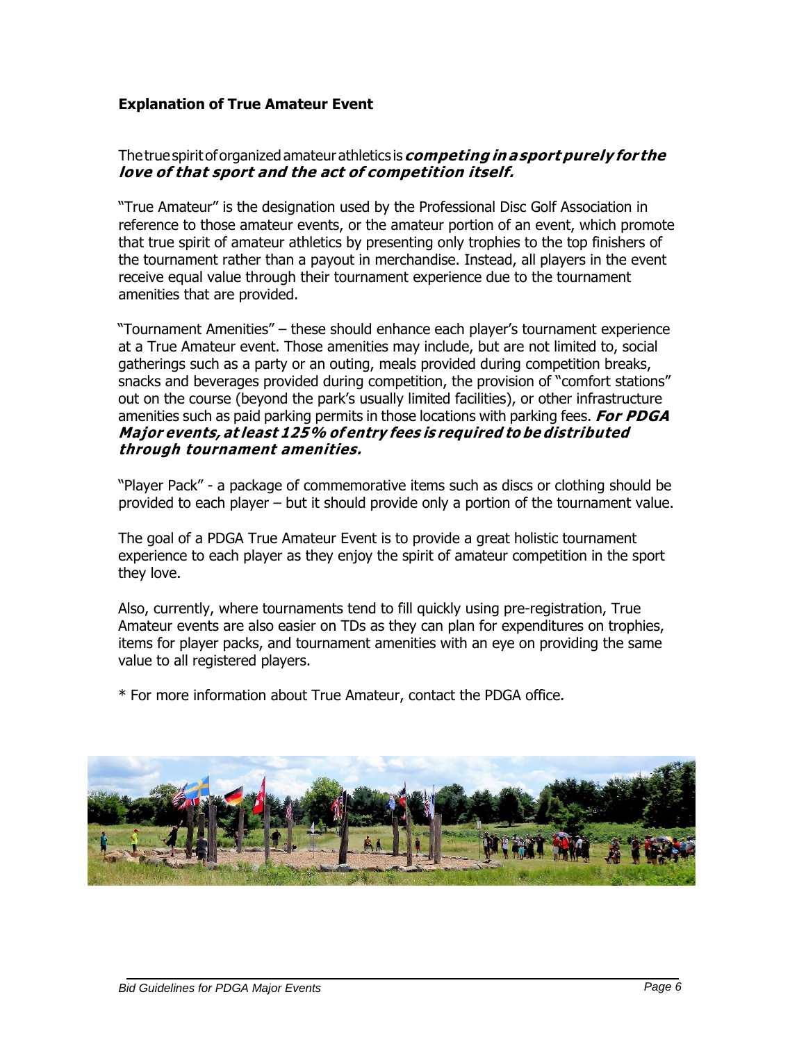**Explanation of True Amateur Event**

The true spirit of organized amateur athletics is ***competing in a sport purely for the love of that sport and the act of competition itself.***

"True Amateur" is the designation used by the Professional Disc Golf Association in reference to those amateur events, or the amateur portion of an event, which promote that true spirit of amateur athletics by presenting only trophies to the top finishers of the tournament rather than a payout in merchandise. Instead, all players in the event receive equal value through their tournament experience due to the tournament amenities that are provided.

"Tournament Amenities" – these should enhance each player's tournament experience at a True Amateur event. Those amenities may include, but are not limited to, social gatherings such as a party or an outing, meals provided during competition breaks, snacks and beverages provided during competition, the provision of "comfort stations" out on the course (beyond the park's usually limited facilities), or other infrastructure amenities such as paid parking permits in those locations with parking fees. ***For PDGA Major events, at least 125% of entry fees is required to be distributed through tournament amenities.***

"Player Pack" - a package of commemorative items such as discs or clothing should be provided to each player – but it should provide only a portion of the tournament value.

The goal of a PDGA True Amateur Event is to provide a great holistic tournament experience to each player as they enjoy the spirit of amateur competition in the sport they love.

Also, currently, where tournaments tend to fill quickly using pre-registration, True Amateur events are also easier on TDs as they can plan for expenditures on trophies, items for player packs, and tournament amenities with an eye on providing the same value to all registered players.

* For more information about True Amateur, contact the PDGA office.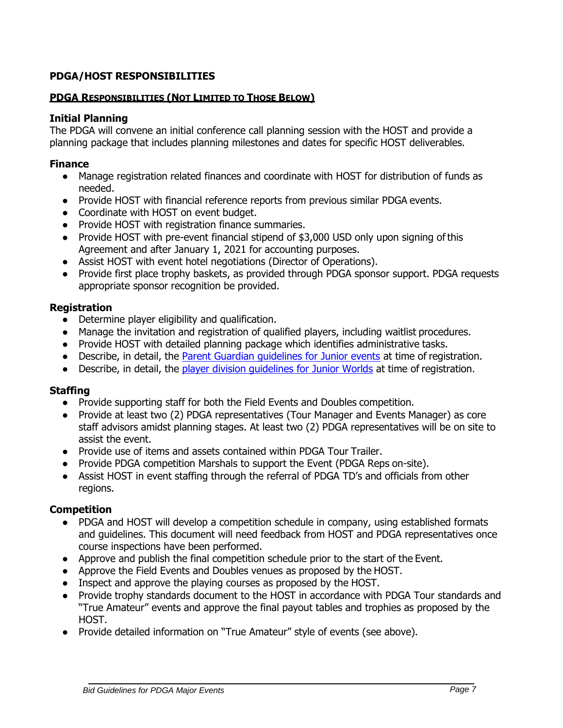## PDGA/HOST RESPONSIBILITIES

### PDGA RESPONSIBILITIES (NOT LIMITED TO THOSE BELOW)

**Initial Planning**

The PDGA will convene an initial conference call planning session with the HOST and provide a planning package that includes planning milestones and dates for specific HOST deliverables.

**Finance**

- Manage registration related finances and coordinate with HOST for distribution of funds as needed.
- Provide HOST with financial reference reports from previous similar PDGA events.
- Coordinate with HOST on event budget.
- Provide HOST with registration finance summaries.
- Provide HOST with pre-event financial stipend of $3,000 USD only upon signing of this Agreement and after January 1, 2021 for accounting purposes.
- Assist HOST with event hotel negotiations (Director of Operations).
- Provide first place trophy baskets, as provided through PDGA sponsor support. PDGA requests appropriate sponsor recognition be provided.

**Registration**

- Determine player eligibility and qualification.
- Manage the invitation and registration of qualified players, including waitlist procedures.
- Provide HOST with detailed planning package which identifies administrative tasks.
- Describe, in detail, the Parent Guardian guidelines for Junior events at time of registration.
- Describe, in detail, the player division guidelines for Junior Worlds at time of registration.

**Staffing**

- Provide supporting staff for both the Field Events and Doubles competition.
- Provide at least two (2) PDGA representatives (Tour Manager and Events Manager) as core staff advisors amidst planning stages. At least two (2) PDGA representatives will be on site to assist the event.
- Provide use of items and assets contained within PDGA Tour Trailer.
- Provide PDGA competition Marshals to support the Event (PDGA Reps on-site).
- Assist HOST in event staffing through the referral of PDGA TD's and officials from other regions.

**Competition**

- PDGA and HOST will develop a competition schedule in company, using established formats and guidelines. This document will need feedback from HOST and PDGA representatives once course inspections have been performed.
- Approve and publish the final competition schedule prior to the start of the Event.
- Approve the Field Events and Doubles venues as proposed by the HOST.
- Inspect and approve the playing courses as proposed by the HOST.
- Provide trophy standards document to the HOST in accordance with PDGA Tour standards and "True Amateur" events and approve the final payout tables and trophies as proposed by the HOST.
- Provide detailed information on "True Amateur" style of events (see above).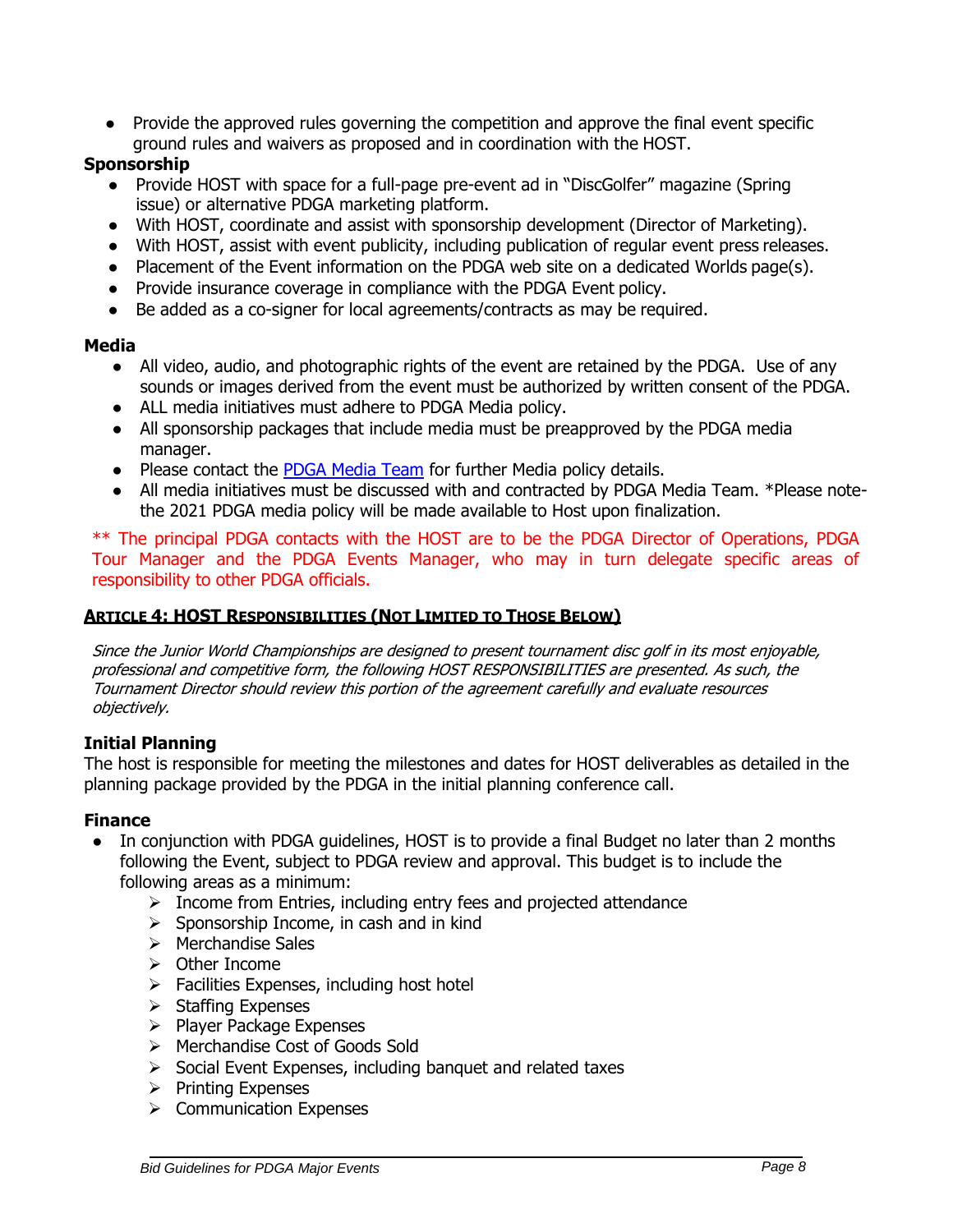- Provide the approved rules governing the competition and approve the final event specific ground rules and waivers as proposed and in coordination with the HOST.

**Sponsorship**

- Provide HOST with space for a full-page pre-event ad in "DiscGolfer" magazine (Spring issue) or alternative PDGA marketing platform.
- With HOST, coordinate and assist with sponsorship development (Director of Marketing).
- With HOST, assist with event publicity, including publication of regular event press releases.
- Placement of the Event information on the PDGA web site on a dedicated Worlds page(s).
- Provide insurance coverage in compliance with the PDGA Event policy.
- Be added as a co-signer for local agreements/contracts as may be required.

**Media**

- All video, audio, and photographic rights of the event are retained by the PDGA. Use of any sounds or images derived from the event must be authorized by written consent of the PDGA.
- ALL media initiatives must adhere to PDGA Media policy.
- All sponsorship packages that include media must be preapproved by the PDGA media manager.
- Please contact the PDGA Media Team for further Media policy details.
- All media initiatives must be discussed with and contracted by PDGA Media Team. *Please note- the 2021 PDGA media policy will be made available to Host upon finalization.

** The principal PDGA contacts with the HOST are to be the PDGA Director of Operations, PDGA Tour Manager and the PDGA Events Manager, who may in turn delegate specific areas of responsibility to other PDGA officials.

## ARTICLE 4: HOST RESPONSIBILITIES (NOT LIMITED TO THOSE BELOW)

*Since the Junior World Championships are designed to present tournament disc golf in its most enjoyable, professional and competitive form, the following HOST RESPONSIBILITIES are presented. As such, the Tournament Director should review this portion of the agreement carefully and evaluate resources objectively.*

**Initial Planning**

The host is responsible for meeting the milestones and dates for HOST deliverables as detailed in the planning package provided by the PDGA in the initial planning conference call.

**Finance**

- In conjunction with PDGA guidelines, HOST is to provide a final Budget no later than 2 months following the Event, subject to PDGA review and approval. This budget is to include the following areas as a minimum:
  - Income from Entries, including entry fees and projected attendance
  - Sponsorship Income, in cash and in kind
  - Merchandise Sales
  - Other Income
  - Facilities Expenses, including host hotel
  - Staffing Expenses
  - Player Package Expenses
  - Merchandise Cost of Goods Sold
  - Social Event Expenses, including banquet and related taxes
  - Printing Expenses
  - Communication Expenses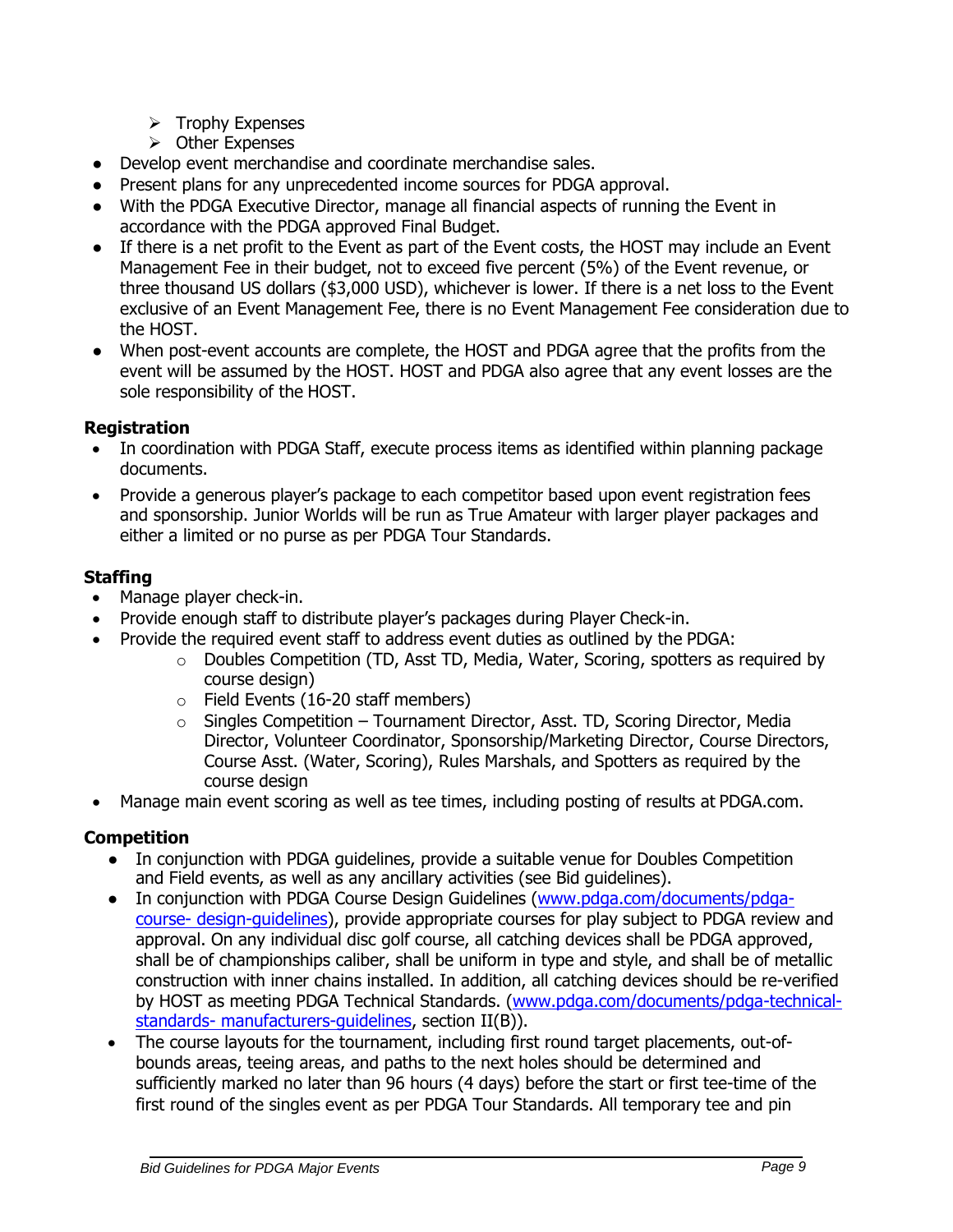- Trophy Expenses
    - Other Expenses
- Develop event merchandise and coordinate merchandise sales.
- Present plans for any unprecedented income sources for PDGA approval.
- With the PDGA Executive Director, manage all financial aspects of running the Event in accordance with the PDGA approved Final Budget.
- If there is a net profit to the Event as part of the Event costs, the HOST may include an Event Management Fee in their budget, not to exceed five percent (5%) of the Event revenue, or three thousand US dollars ($3,000 USD), whichever is lower. If there is a net loss to the Event exclusive of an Event Management Fee, there is no Event Management Fee consideration due to the HOST.
- When post-event accounts are complete, the HOST and PDGA agree that the profits from the event will be assumed by the HOST. HOST and PDGA also agree that any event losses are the sole responsibility of the HOST.

**Registration**

- In coordination with PDGA Staff, execute process items as identified within planning package documents.
- Provide a generous player's package to each competitor based upon event registration fees and sponsorship. Junior Worlds will be run as True Amateur with larger player packages and either a limited or no purse as per PDGA Tour Standards.

**Staffing**

- Manage player check-in.
- Provide enough staff to distribute player's packages during Player Check-in.
- Provide the required event staff to address event duties as outlined by the PDGA:
    - Doubles Competition (TD, Asst TD, Media, Water, Scoring, spotters as required by course design)
    - Field Events (16-20 staff members)
    - Singles Competition – Tournament Director, Asst. TD, Scoring Director, Media Director, Volunteer Coordinator, Sponsorship/Marketing Director, Course Directors, Course Asst. (Water, Scoring), Rules Marshals, and Spotters as required by the course design
- Manage main event scoring as well as tee times, including posting of results at PDGA.com.

**Competition**

- In conjunction with PDGA guidelines, provide a suitable venue for Doubles Competition and Field events, as well as any ancillary activities (see Bid guidelines).
- In conjunction with PDGA Course Design Guidelines (www.pdga.com/documents/pdga-course- design-guidelines), provide appropriate courses for play subject to PDGA review and approval. On any individual disc golf course, all catching devices shall be PDGA approved, shall be of championships caliber, shall be uniform in type and style, and shall be of metallic construction with inner chains installed. In addition, all catching devices should be re-verified by HOST as meeting PDGA Technical Standards. (www.pdga.com/documents/pdga-technical-standards- manufacturers-guidelines, section II(B)).
- The course layouts for the tournament, including first round target placements, out-of-bounds areas, teeing areas, and paths to the next holes should be determined and sufficiently marked no later than 96 hours (4 days) before the start or first tee-time of the first round of the singles event as per PDGA Tour Standards. All temporary tee and pin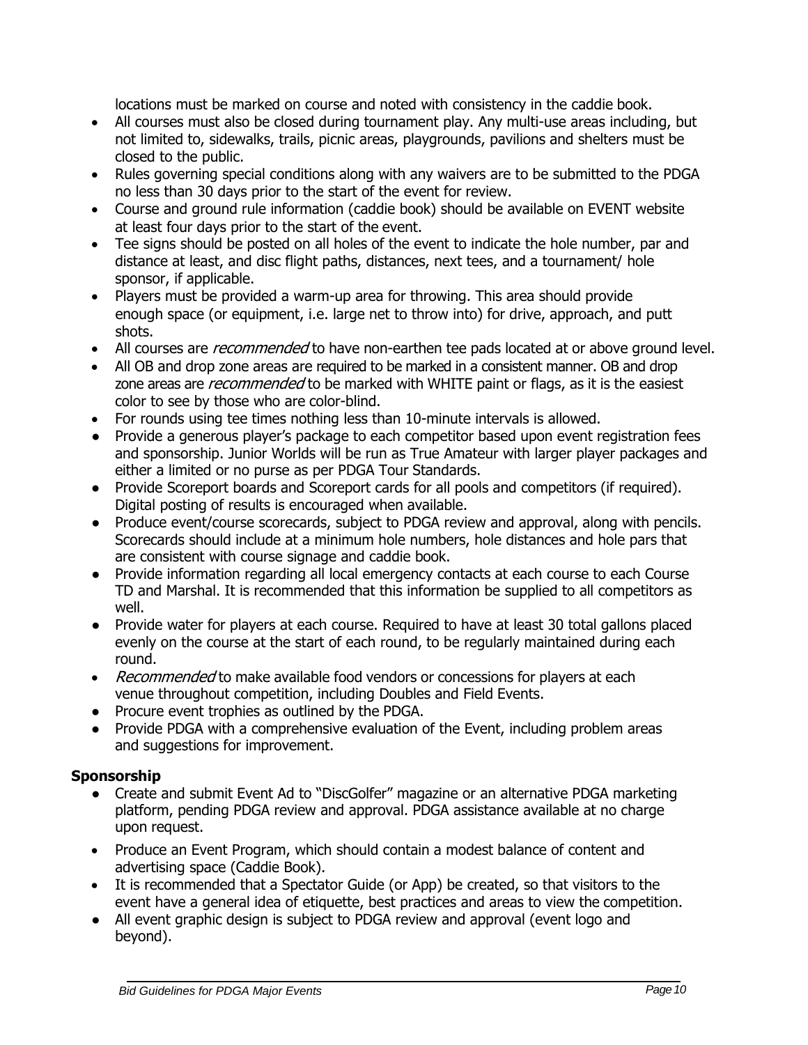locations must be marked on course and noted with consistency in the caddie book.

- All courses must also be closed during tournament play. Any multi-use areas including, but not limited to, sidewalks, trails, picnic areas, playgrounds, pavilions and shelters must be closed to the public.
- Rules governing special conditions along with any waivers are to be submitted to the PDGA no less than 30 days prior to the start of the event for review.
- Course and ground rule information (caddie book) should be available on EVENT website at least four days prior to the start of the event.
- Tee signs should be posted on all holes of the event to indicate the hole number, par and distance at least, and disc flight paths, distances, next tees, and a tournament/ hole sponsor, if applicable.
- Players must be provided a warm-up area for throwing. This area should provide enough space (or equipment, i.e. large net to throw into) for drive, approach, and putt shots.
- All courses are *recommended* to have non-earthen tee pads located at or above ground level.
- All OB and drop zone areas are required to be marked in a consistent manner. OB and drop zone areas are *recommended* to be marked with WHITE paint or flags, as it is the easiest color to see by those who are color-blind.
- For rounds using tee times nothing less than 10-minute intervals is allowed.
- Provide a generous player's package to each competitor based upon event registration fees and sponsorship. Junior Worlds will be run as True Amateur with larger player packages and either a limited or no purse as per PDGA Tour Standards.
- Provide Scoreport boards and Scoreport cards for all pools and competitors (if required). Digital posting of results is encouraged when available.
- Produce event/course scorecards, subject to PDGA review and approval, along with pencils. Scorecards should include at a minimum hole numbers, hole distances and hole pars that are consistent with course signage and caddie book.
- Provide information regarding all local emergency contacts at each course to each Course TD and Marshal. It is recommended that this information be supplied to all competitors as well.
- Provide water for players at each course. Required to have at least 30 total gallons placed evenly on the course at the start of each round, to be regularly maintained during each round.
- *Recommended* to make available food vendors or concessions for players at each venue throughout competition, including Doubles and Field Events.
- Procure event trophies as outlined by the PDGA.
- Provide PDGA with a comprehensive evaluation of the Event, including problem areas and suggestions for improvement.

**Sponsorship**

- Create and submit Event Ad to "DiscGolfer" magazine or an alternative PDGA marketing platform, pending PDGA review and approval. PDGA assistance available at no charge upon request.
- Produce an Event Program, which should contain a modest balance of content and advertising space (Caddie Book).
- It is recommended that a Spectator Guide (or App) be created, so that visitors to the event have a general idea of etiquette, best practices and areas to view the competition.
- All event graphic design is subject to PDGA review and approval (event logo and beyond).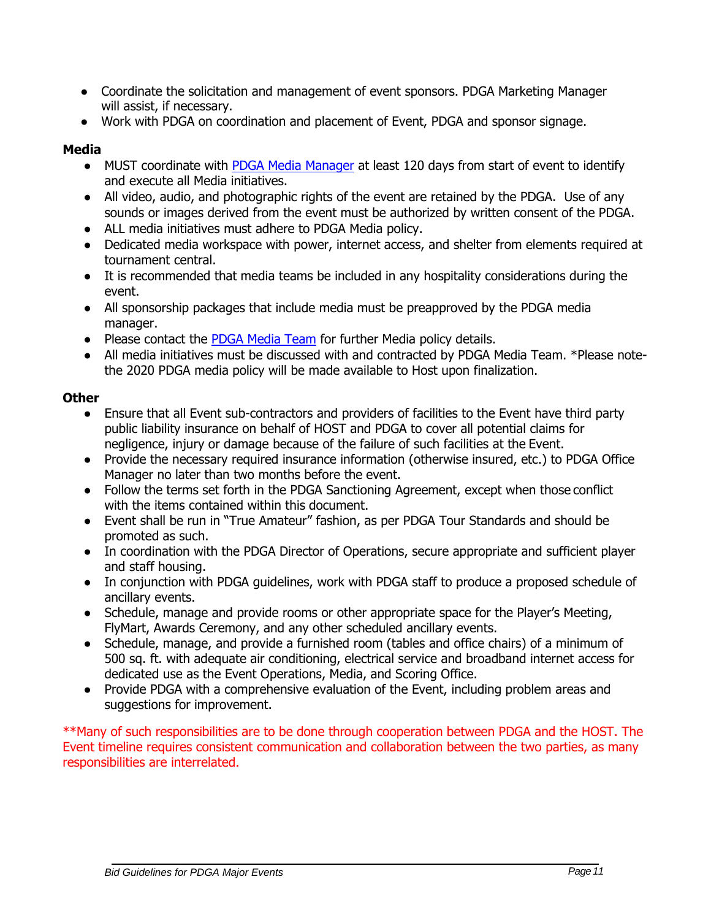- Coordinate the solicitation and management of event sponsors. PDGA Marketing Manager will assist, if necessary.
- Work with PDGA on coordination and placement of Event, PDGA and sponsor signage.

**Media**

- MUST coordinate with [PDGA Media Manager]() at least 120 days from start of event to identify and execute all Media initiatives.
- All video, audio, and photographic rights of the event are retained by the PDGA. Use of any sounds or images derived from the event must be authorized by written consent of the PDGA.
- ALL media initiatives must adhere to PDGA Media policy.
- Dedicated media workspace with power, internet access, and shelter from elements required at tournament central.
- It is recommended that media teams be included in any hospitality considerations during the event.
- All sponsorship packages that include media must be preapproved by the PDGA media manager.
- Please contact the [PDGA Media Team]() for further Media policy details.
- All media initiatives must be discussed with and contracted by PDGA Media Team. *Please note- the 2020 PDGA media policy will be made available to Host upon finalization.

**Other**

- Ensure that all Event sub-contractors and providers of facilities to the Event have third party public liability insurance on behalf of HOST and PDGA to cover all potential claims for negligence, injury or damage because of the failure of such facilities at the Event.
- Provide the necessary required insurance information (otherwise insured, etc.) to PDGA Office Manager no later than two months before the event.
- Follow the terms set forth in the PDGA Sanctioning Agreement, except when those conflict with the items contained within this document.
- Event shall be run in "True Amateur" fashion, as per PDGA Tour Standards and should be promoted as such.
- In coordination with the PDGA Director of Operations, secure appropriate and sufficient player and staff housing.
- In conjunction with PDGA guidelines, work with PDGA staff to produce a proposed schedule of ancillary events.
- Schedule, manage and provide rooms or other appropriate space for the Player's Meeting, FlyMart, Awards Ceremony, and any other scheduled ancillary events.
- Schedule, manage, and provide a furnished room (tables and office chairs) of a minimum of 500 sq. ft. with adequate air conditioning, electrical service and broadband internet access for dedicated use as the Event Operations, Media, and Scoring Office.
- Provide PDGA with a comprehensive evaluation of the Event, including problem areas and suggestions for improvement.

**Many of such responsibilities are to be done through cooperation between PDGA and the HOST. The Event timeline requires consistent communication and collaboration between the two parties, as many responsibilities are interrelated.